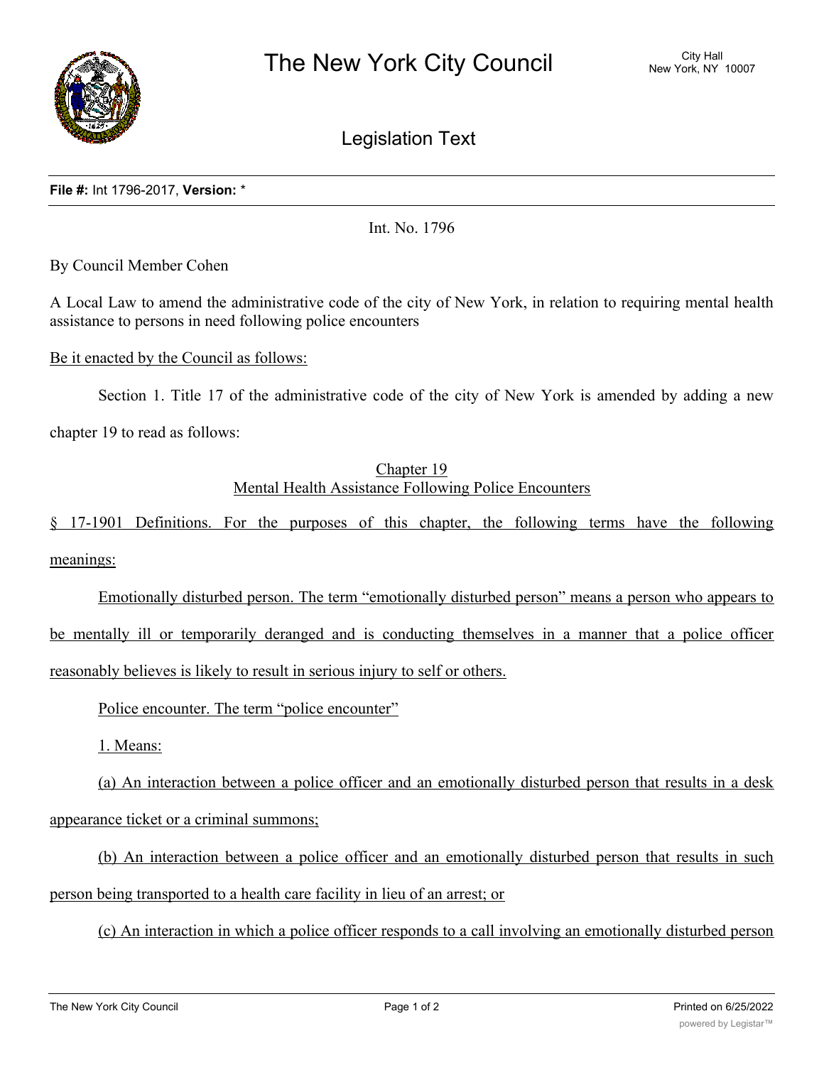# The New York City Council

City Hall
New York, NY 10007

## Legislation Text

**File #:** Int 1796-2017, **Version:** *

Int. No. 1796

By Council Member Cohen

A Local Law to amend the administrative code of the city of New York, in relation to requiring mental health assistance to persons in need following police encounters

Be it enacted by the Council as follows:

Section 1. Title 17 of the administrative code of the city of New York is amended by adding a new chapter 19 to read as follows:

Chapter 19
Mental Health Assistance Following Police Encounters

§ 17-1901 Definitions. For the purposes of this chapter, the following terms have the following meanings:

Emotionally disturbed person. The term "emotionally disturbed person" means a person who appears to be mentally ill or temporarily deranged and is conducting themselves in a manner that a police officer reasonably believes is likely to result in serious injury to self or others.

Police encounter. The term "police encounter"

1. Means:

(a) An interaction between a police officer and an emotionally disturbed person that results in a desk appearance ticket or a criminal summons;

(b) An interaction between a police officer and an emotionally disturbed person that results in such person being transported to a health care facility in lieu of an arrest; or

(c) An interaction in which a police officer responds to a call involving an emotionally disturbed person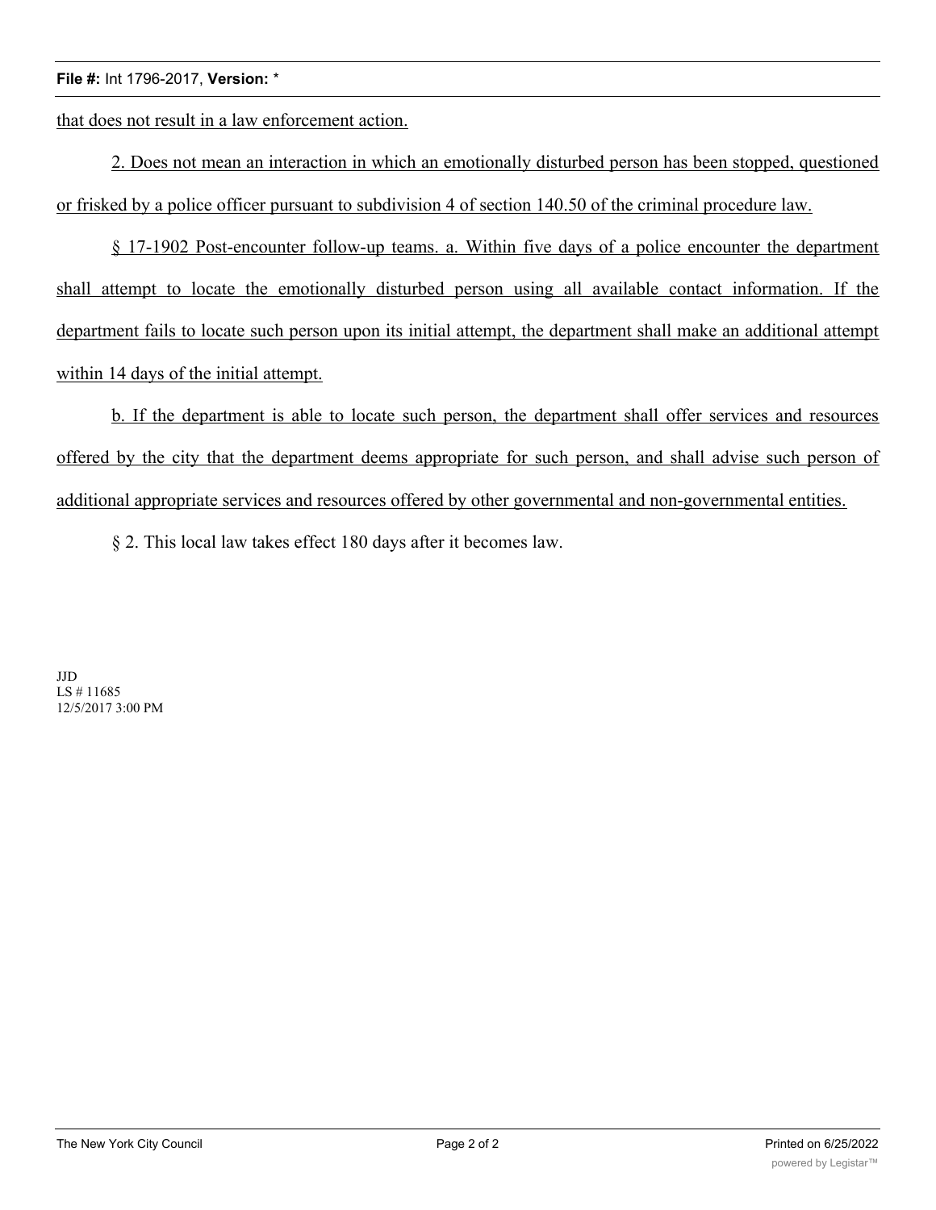that does not result in a law enforcement action.

2. Does not mean an interaction in which an emotionally disturbed person has been stopped, questioned or frisked by a police officer pursuant to subdivision 4 of section 140.50 of the criminal procedure law.

§ 17-1902 Post-encounter follow-up teams. a. Within five days of a police encounter the department shall attempt to locate the emotionally disturbed person using all available contact information. If the department fails to locate such person upon its initial attempt, the department shall make an additional attempt within 14 days of the initial attempt.

b. If the department is able to locate such person, the department shall offer services and resources offered by the city that the department deems appropriate for such person, and shall advise such person of additional appropriate services and resources offered by other governmental and non-governmental entities.

§ 2. This local law takes effect 180 days after it becomes law.

JJD
LS # 11685
12/5/2017 3:00 PM